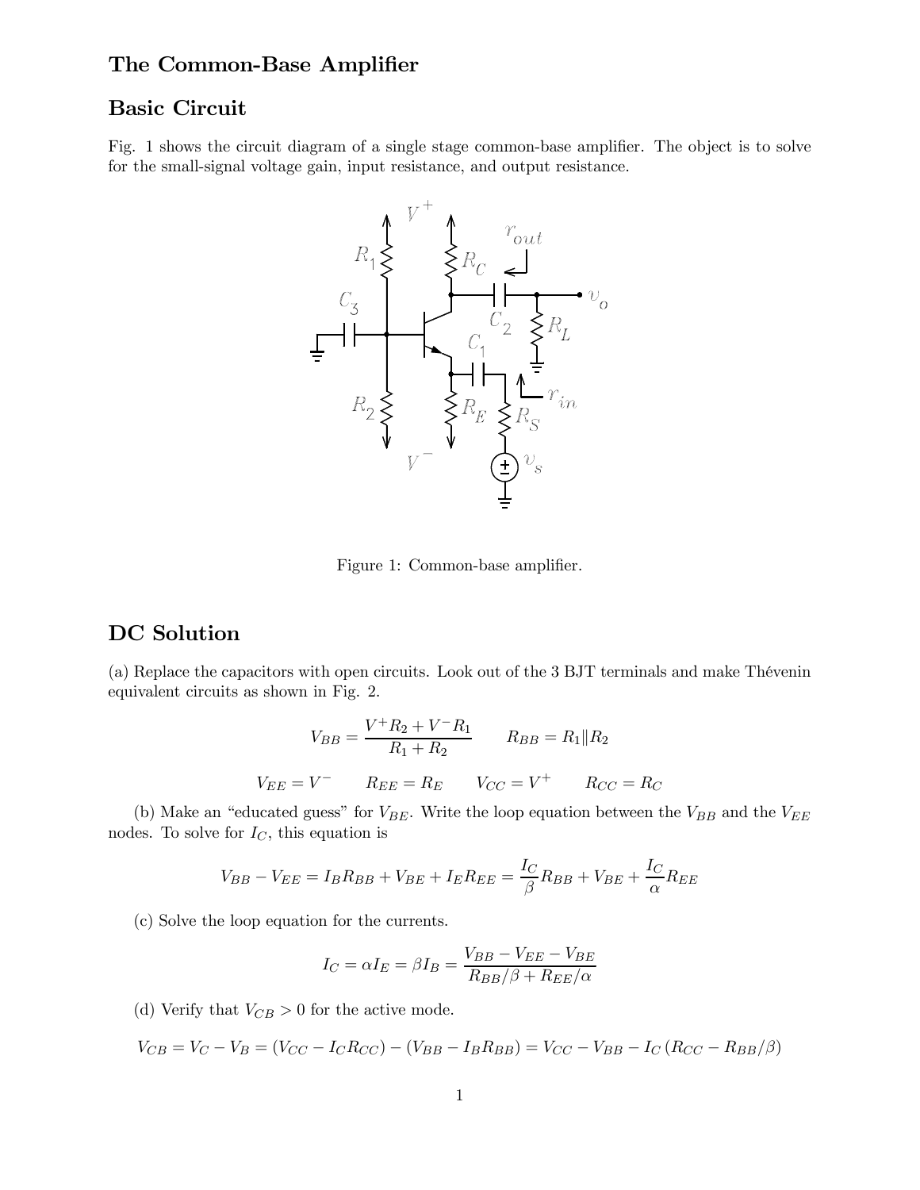# The Common-Base Amplifier

## Basic Circuit

Fig. 1 shows the circuit diagram of a single stage common-base amplifier. The object is to solve for the small-signal voltage gain, input resistance, and output resistance.

Figure 1: Common-base amplifier.

## DC Solution

(a) Replace the capacitors with open circuits. Look out of the 3 BJT terminals and make Thévenin equivalent circuits as shown in Fig. 2.

$$V_{BB} = \frac{V^+ R_2 + V^- R_1}{R_1 + R_2} \qquad R_{BB} = R_1 \| R_2$$

$$V_{EE} = V^- \qquad R_{EE} = R_E \qquad V_{CC} = V^+ \qquad R_{CC} = R_C$$

(b) Make an "educated guess" for $V_{BE}$. Write the loop equation between the $V_{BB}$ and the $V_{EE}$ nodes. To solve for $I_C$, this equation is

$$V_{BB} - V_{EE} = I_B R_{BB} + V_{BE} + I_E R_{EE} = \frac{I_C}{\beta} R_{BB} + V_{BE} + \frac{I_C}{\alpha} R_{EE}$$

(c) Solve the loop equation for the currents.

$$I_C = \alpha I_E = \beta I_B = \frac{V_{BB} - V_{EE} - V_{BE}}{R_{BB}/\beta + R_{EE}/\alpha}$$

(d) Verify that $V_{CB} > 0$ for the active mode.

$$V_{CB} = V_C - V_B = (V_{CC} - I_C R_{CC}) - (V_{BB} - I_B R_{BB}) = V_{CC} - V_{BB} - I_C \left(R_{CC} - R_{BB}/\beta\right)$$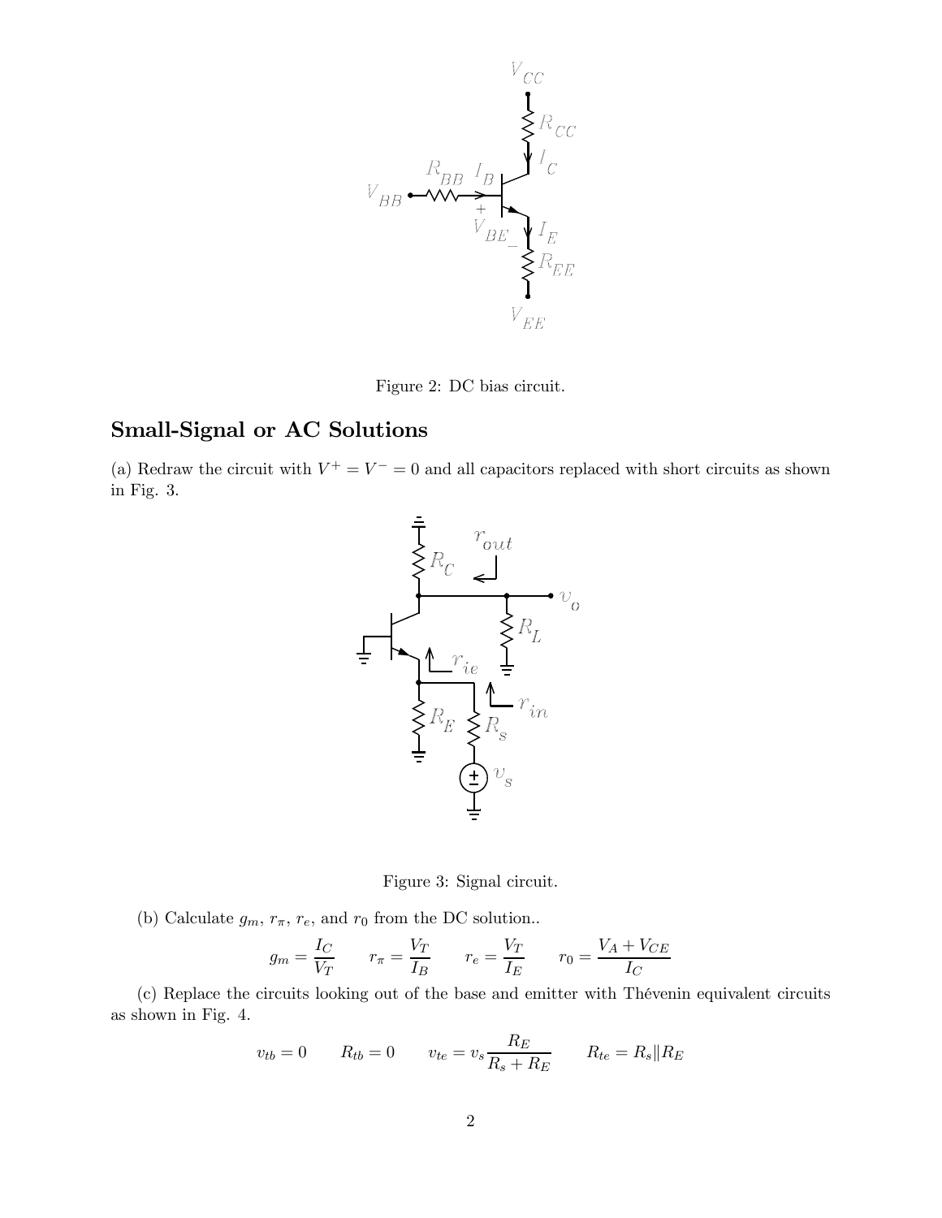Figure 2: DC bias circuit.

## Small-Signal or AC Solutions

(a) Redraw the circuit with $V^+ = V^- = 0$ and all capacitors replaced with short circuits as shown in Fig. 3.

Figure 3: Signal circuit.

(b) Calculate $g_m$, $r_\pi$, $r_e$, and $r_0$ from the DC solution..

$$g_m = \frac{I_C}{V_T} \qquad r_\pi = \frac{V_T}{I_B} \qquad r_e = \frac{V_T}{I_E} \qquad r_0 = \frac{V_A + V_{CE}}{I_C}$$

(c) Replace the circuits looking out of the base and emitter with Thévenin equivalent circuits as shown in Fig. 4.

$$v_{tb} = 0 \qquad R_{tb} = 0 \qquad v_{te} = v_s \frac{R_E}{R_s + R_E} \qquad R_{te} = R_s \| R_E$$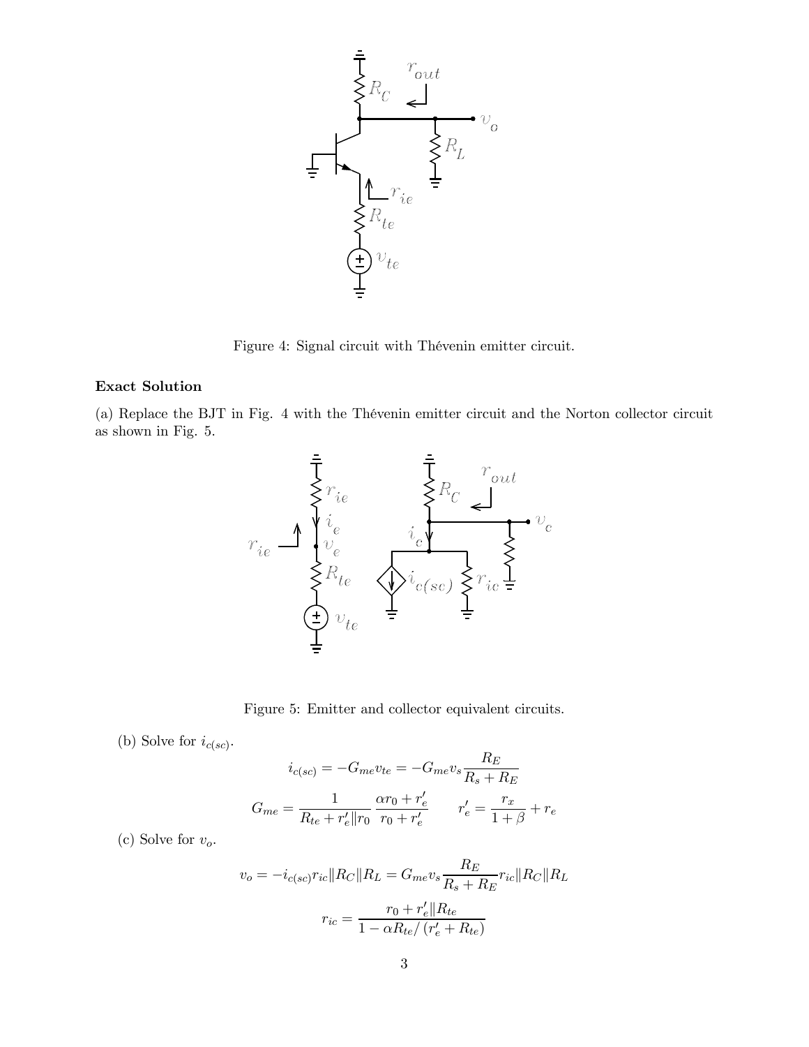Figure 4: Signal circuit with Thévenin emitter circuit.

**Exact Solution**

(a) Replace the BJT in Fig. 4 with the Thévenin emitter circuit and the Norton collector circuit as shown in Fig. 5.

Figure 5: Emitter and collector equivalent circuits.

(b) Solve for $i_{c(sc)}$.

$$i_{c(sc)} = -G_{me} v_{te} = -G_{me} v_s \frac{R_E}{R_s + R_E}$$

$$G_{me} = \frac{1}{R_{te} + r'_e \| r_0} \frac{\alpha r_0 + r'_e}{r_0 + r'_e} \qquad r'_e = \frac{r_x}{1+\beta} + r_e$$

(c) Solve for $v_o$.

$$v_o = -i_{c(sc)} r_{ic} \| R_C \| R_L = G_{me} v_s \frac{R_E}{R_s + R_E} r_{ic} \| R_C \| R_L$$

$$r_{ic} = \frac{r_0 + r'_e \| R_{te}}{1 - \alpha R_{te} / \left(r'_e + R_{te}\right)}$$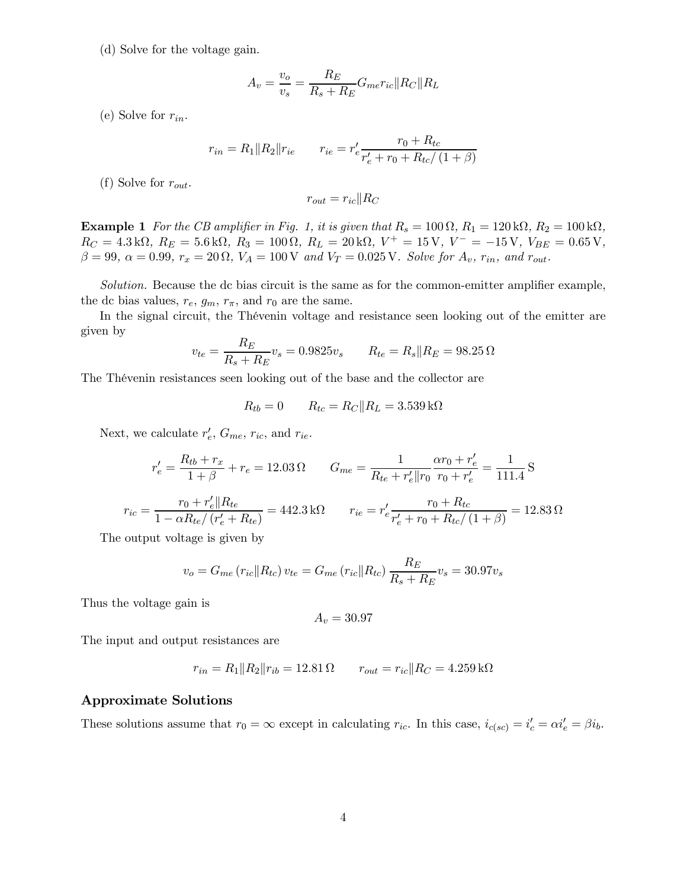(d) Solve for the voltage gain.

$$A_v = \frac{v_o}{v_s} = \frac{R_E}{R_s + R_E} G_{me} r_{ic} \| R_C \| R_L$$

(e) Solve for $r_{in}$.

$$r_{in} = R_1 \| R_2 \| r_{ie} \qquad r_{ie} = r'_e \frac{r_0 + R_{tc}}{r'_e + r_0 + R_{tc}/(1+\beta)}$$

(f) Solve for $r_{out}$.

$$r_{out} = r_{ic} \| R_C$$

**Example 1** *For the CB amplifier in Fig. 1, it is given that* $R_s = 100\,\Omega$, $R_1 = 120\,\text{k}\Omega$, $R_2 = 100\,\text{k}\Omega$, $R_C = 4.3\,\text{k}\Omega$, $R_E = 5.6\,\text{k}\Omega$, $R_3 = 100\,\Omega$, $R_L = 20\,\text{k}\Omega$, $V^+ = 15\,\text{V}$, $V^- = -15\,\text{V}$, $V_{BE} = 0.65\,\text{V}$, $\beta = 99$, $\alpha = 0.99$, $r_x = 20\,\Omega$, $V_A = 100\,\text{V}$ *and* $V_T = 0.025\,\text{V}$. *Solve for* $A_v$, $r_{in}$, *and* $r_{out}$.

*Solution.* Because the dc bias circuit is the same as for the common-emitter amplifier example, the dc bias values, $r_e$, $g_m$, $r_\pi$, and $r_0$ are the same.

In the signal circuit, the Thévenin voltage and resistance seen looking out of the emitter are given by

$$v_{te} = \frac{R_E}{R_s + R_E} v_s = 0.9825 v_s \qquad R_{te} = R_s \| R_E = 98.25\,\Omega$$

The Thévenin resistances seen looking out of the base and the collector are

$$R_{tb} = 0 \qquad R_{tc} = R_C \| R_L = 3.539\,\text{k}\Omega$$

Next, we calculate $r'_e$, $G_{me}$, $r_{ic}$, and $r_{ie}$.

$$r'_e = \frac{R_{tb} + r_x}{1+\beta} + r_e = 12.03\,\Omega \qquad G_{me} = \frac{1}{R_{te} + r'_e \| r_0} \frac{\alpha r_0 + r'_e}{r_0 + r'_e} = \frac{1}{111.4}\,\text{S}$$

$$r_{ic} = \frac{r_0 + r'_e \| R_{te}}{1 - \alpha R_{te}/(r'_e + R_{te})} = 442.3\,\text{k}\Omega \qquad r_{ie} = r'_e \frac{r_0 + R_{tc}}{r'_e + r_0 + R_{tc}/(1+\beta)} = 12.83\,\Omega$$

The output voltage is given by

$$v_o = G_{me}(r_{ic} \| R_{tc}) v_{te} = G_{me}(r_{ic} \| R_{tc}) \frac{R_E}{R_s + R_E} v_s = 30.97 v_s$$

Thus the voltage gain is

$$A_v = 30.97$$

The input and output resistances are

$$r_{in} = R_1 \| R_2 \| r_{ib} = 12.81\,\Omega \qquad r_{out} = r_{ic} \| R_C = 4.259\,\text{k}\Omega$$

## Approximate Solutions

These solutions assume that $r_0 = \infty$ except in calculating $r_{ic}$. In this case, $i_{c(sc)} = i'_c = \alpha i'_e = \beta i_b$.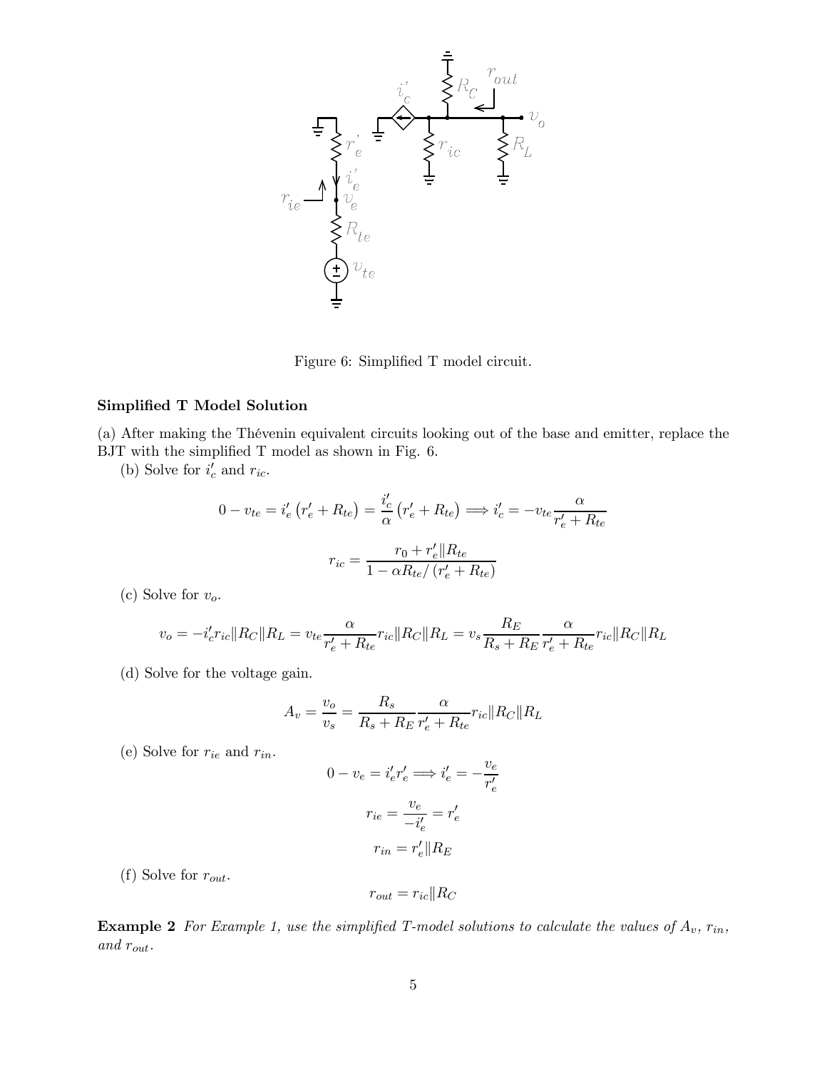Figure 6: Simplified T model circuit.

**Simplified T Model Solution**

(a) After making the Thévenin equivalent circuits looking out of the base and emitter, replace the BJT with the simplified T model as shown in Fig. 6.

(b) Solve for $i'_c$ and $r_{ic}$.

$$0 - v_{te} = i'_e\left(r'_e + R_{te}\right) = \frac{i'_c}{\alpha}\left(r'_e + R_{te}\right) \Longrightarrow i'_c = -v_{te}\frac{\alpha}{r'_e + R_{te}}$$

$$r_{ic} = \frac{r_0 + r'_e \| R_{te}}{1 - \alpha R_{te}/\left(r'_e + R_{te}\right)}$$

(c) Solve for $v_o$.

$$v_o = -i'_c r_{ic} \| R_C \| R_L = v_{te}\frac{\alpha}{r'_e + R_{te}} r_{ic} \| R_C \| R_L = v_s \frac{R_E}{R_s + R_E} \frac{\alpha}{r'_e + R_{te}} r_{ic} \| R_C \| R_L$$

(d) Solve for the voltage gain.

$$A_v = \frac{v_o}{v_s} = \frac{R_s}{R_s + R_E}\frac{\alpha}{r'_e + R_{te}} r_{ic} \| R_C \| R_L$$

(e) Solve for $r_{ie}$ and $r_{in}$.

$$0 - v_e = i'_e r'_e \Longrightarrow i'_e = -\frac{v_e}{r'_e}$$

$$r_{ie} = \frac{v_e}{-i'_e} = r'_e$$

$$r_{in} = r'_e \| R_E$$

(f) Solve for $r_{out}$.

$$r_{out} = r_{ic} \| R_C$$

**Example 2** *For Example 1, use the simplified T-model solutions to calculate the values of $A_v$, $r_{in}$, and $r_{out}$.*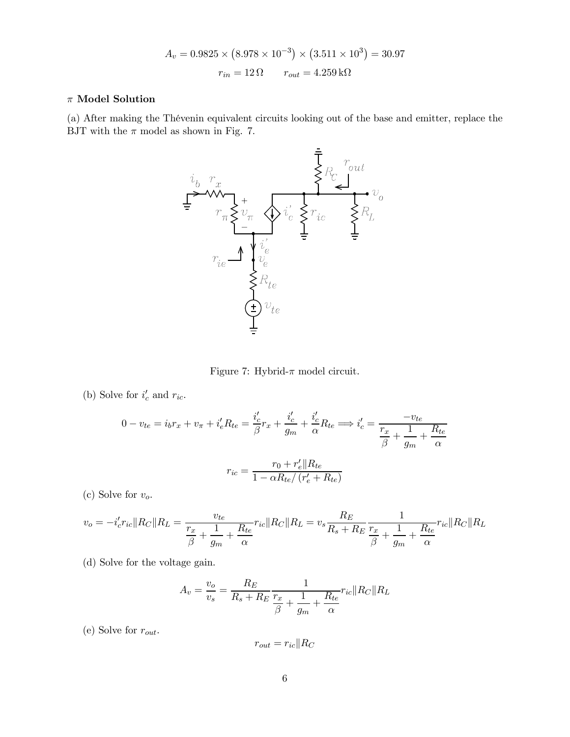$$A_v = 0.9825 \times \left(8.978 \times 10^{-3}\right) \times \left(3.511 \times 10^{3}\right) = 30.97$$

$$r_{in} = 12\,\Omega \qquad r_{out} = 4.259\,\text{k}\Omega$$

### $\pi$ Model Solution

(a) After making the Thévenin equivalent circuits looking out of the base and emitter, replace the BJT with the $\pi$ model as shown in Fig. 7.

Figure 7: Hybrid-$\pi$ model circuit.

(b) Solve for $i'_c$ and $r_{ic}$.

$$0 - v_{te} = i_b r_x + v_\pi + i'_e R_{te} = \frac{i'_c}{\beta} r_x + \frac{i'_c}{g_m} + \frac{i'_c}{\alpha} R_{te} \Longrightarrow i'_c = \frac{-v_{te}}{\dfrac{r_x}{\beta} + \dfrac{1}{g_m} + \dfrac{R_{te}}{\alpha}}$$

$$r_{ic} = \frac{r_0 + r'_e \| R_{te}}{1 - \alpha R_{te} / \left(r'_e + R_{te}\right)}$$

(c) Solve for $v_o$.

$$v_o = -i'_c r_{ic} \| R_C \| R_L = \frac{v_{te}}{\dfrac{r_x}{\beta} + \dfrac{1}{g_m} + \dfrac{R_{te}}{\alpha}} r_{ic} \| R_C \| R_L = v_s \frac{R_E}{R_s + R_E} \frac{1}{\dfrac{r_x}{\beta} + \dfrac{1}{g_m} + \dfrac{R_{te}}{\alpha}} r_{ic} \| R_C \| R_L$$

(d) Solve for the voltage gain.

$$A_v = \frac{v_o}{v_s} = \frac{R_E}{R_s + R_E} \frac{1}{\dfrac{r_x}{\beta} + \dfrac{1}{g_m} + \dfrac{R_{te}}{\alpha}} r_{ic} \| R_C \| R_L$$

(e) Solve for $r_{out}$.

$$r_{out} = r_{ic} \| R_C$$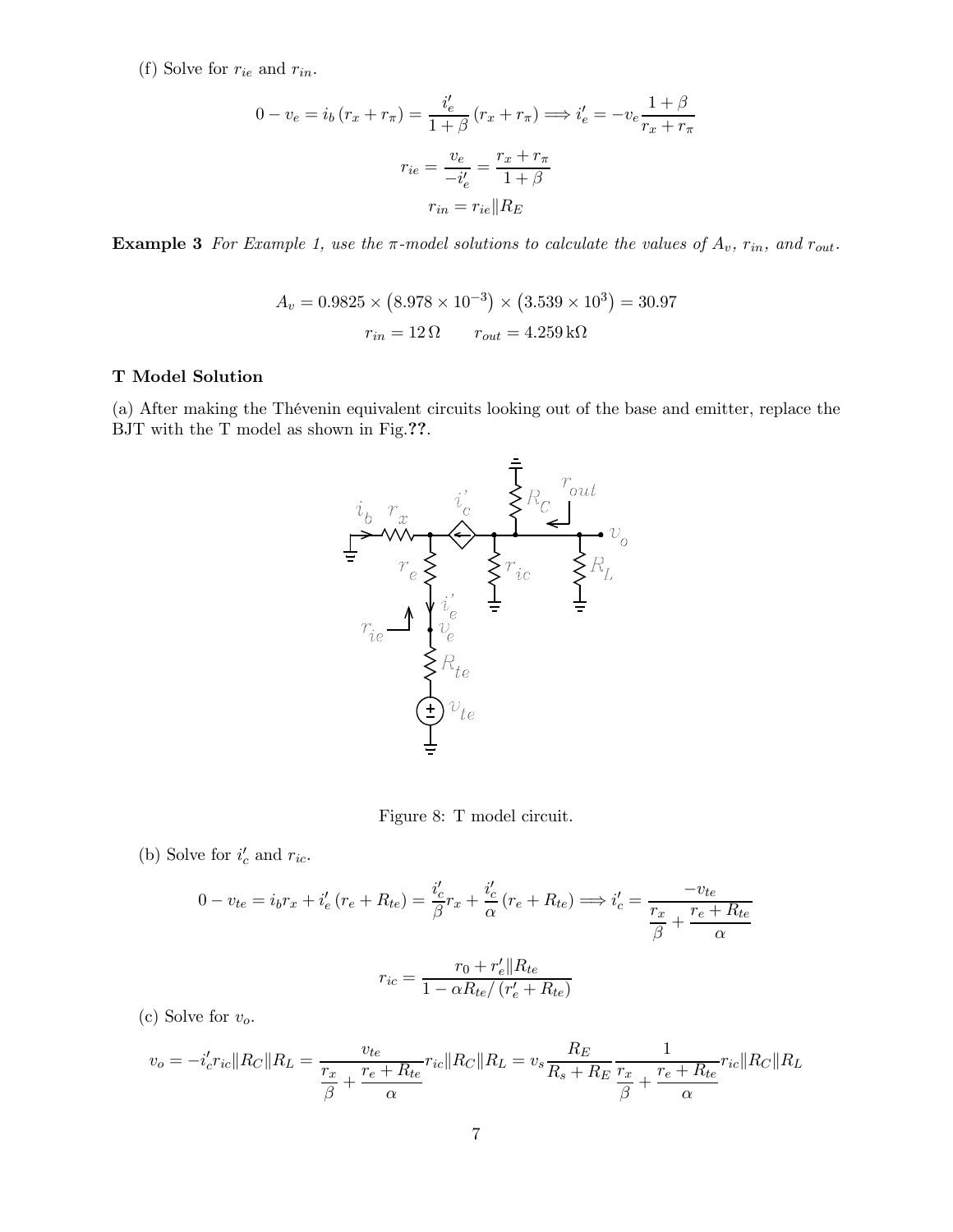(f) Solve for $r_{ie}$ and $r_{in}$.

$$0 - v_e = i_b (r_x + r_\pi) = \frac{i_e'}{1+\beta}(r_x + r_\pi) \Longrightarrow i_e' = -v_e \frac{1+\beta}{r_x + r_\pi}$$

$$r_{ie} = \frac{v_e}{-i_e'} = \frac{r_x + r_\pi}{1+\beta}$$

$$r_{in} = r_{ie} \| R_E$$

**Example 3** *For Example 1, use the $\pi$-model solutions to calculate the values of $A_v$, $r_{in}$, and $r_{out}$.*

$$A_v = 0.9825 \times \left(8.978 \times 10^{-3}\right) \times \left(3.539 \times 10^3\right) = 30.97$$

$$r_{in} = 12\,\Omega \qquad r_{out} = 4.259\,\text{k}\Omega$$

**T Model Solution**

(a) After making the Thévenin equivalent circuits looking out of the base and emitter, replace the BJT with the T model as shown in Fig.**??**.

Figure 8: T model circuit.

(b) Solve for $i_c'$ and $r_{ic}$.

$$0 - v_{te} = i_b r_x + i_e' (r_e + R_{te}) = \frac{i_c'}{\beta} r_x + \frac{i_c'}{\alpha}(r_e + R_{te}) \Longrightarrow i_c' = \frac{-v_{te}}{\dfrac{r_x}{\beta} + \dfrac{r_e + R_{te}}{\alpha}}$$

$$r_{ic} = \frac{r_0 + r_e' \| R_{te}}{1 - \alpha R_{te} / (r_e' + R_{te})}$$

(c) Solve for $v_o$.

$$v_o = -i_c' r_{ic} \| R_C \| R_L = \frac{v_{te}}{\dfrac{r_x}{\beta} + \dfrac{r_e + R_{te}}{\alpha}} r_{ic} \| R_C \| R_L = v_s \frac{R_E}{R_s + R_E} \frac{1}{\dfrac{r_x}{\beta} + \dfrac{r_e + R_{te}}{\alpha}} r_{ic} \| R_C \| R_L$$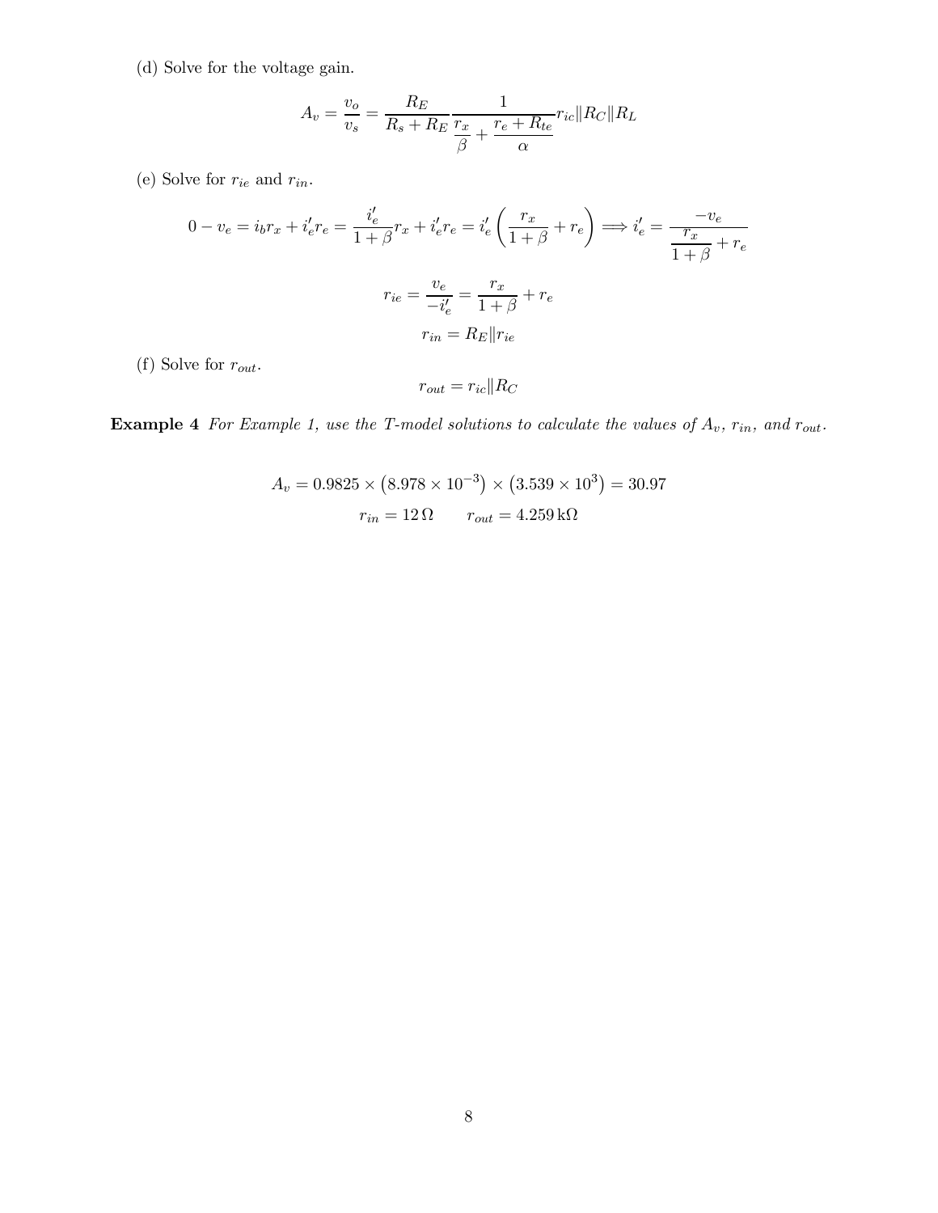(d) Solve for the voltage gain.

$$A_v = \frac{v_o}{v_s} = \frac{R_E}{R_s + R_E} \frac{1}{\dfrac{r_x}{\beta} + \dfrac{r_e + R_{te}}{\alpha}} r_{ic} \| R_C \| R_L$$

(e) Solve for $r_{ie}$ and $r_{in}$.

$$0 - v_e = i_b r_x + i_e' r_e = \frac{i_e'}{1+\beta} r_x + i_e' r_e = i_e' \left( \frac{r_x}{1+\beta} + r_e \right) \Longrightarrow i_e' = \frac{-v_e}{\dfrac{r_x}{1+\beta} + r_e}$$

$$r_{ie} = \frac{v_e}{-i_e'} = \frac{r_x}{1+\beta} + r_e$$

$$r_{in} = R_E \| r_{ie}$$

(f) Solve for $r_{out}$.

$$r_{out} = r_{ic} \| R_C$$

**Example 4** *For Example 1, use the T-model solutions to calculate the values of $A_v$, $r_{in}$, and $r_{out}$.*

$$A_v = 0.9825 \times \left(8.978 \times 10^{-3}\right) \times \left(3.539 \times 10^{3}\right) = 30.97$$

$$r_{in} = 12\,\Omega \qquad r_{out} = 4.259\,\mathrm{k}\Omega$$